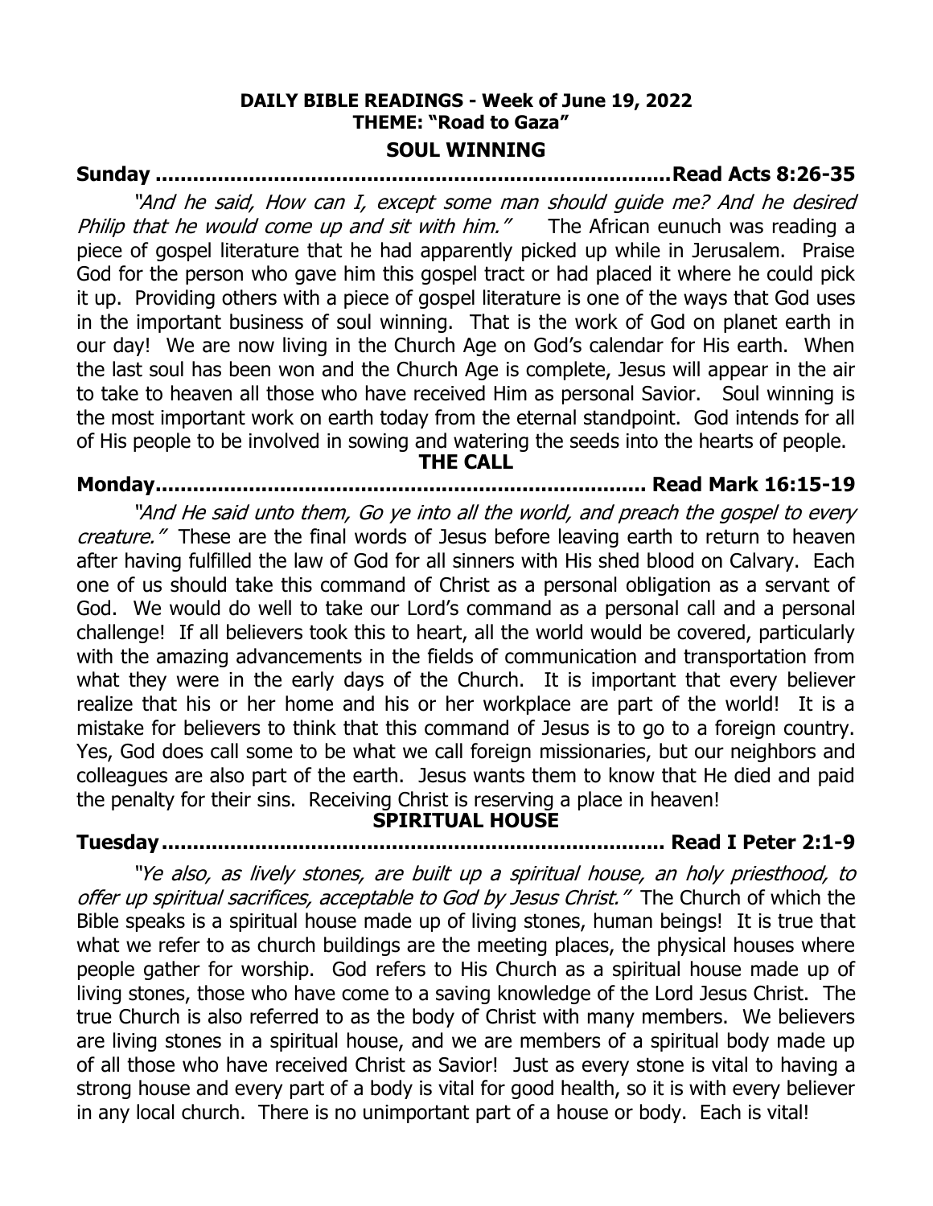**DAILY BIBLE READINGS - Week of June 19, 2022**
**THEME: "Road to Gaza"**

**SOUL WINNING**

**Sunday ..................................................................................Read Acts 8:26-35**

*"And he said, How can I, except some man should guide me? And he desired Philip that he would come up and sit with him."* The African eunuch was reading a piece of gospel literature that he had apparently picked up while in Jerusalem. Praise God for the person who gave him this gospel tract or had placed it where he could pick it up. Providing others with a piece of gospel literature is one of the ways that God uses in the important business of soul winning. That is the work of God on planet earth in our day! We are now living in the Church Age on God's calendar for His earth. When the last soul has been won and the Church Age is complete, Jesus will appear in the air to take to heaven all those who have received Him as personal Savior. Soul winning is the most important work on earth today from the eternal standpoint. God intends for all of His people to be involved in sowing and watering the seeds into the hearts of people.

**THE CALL**

**Monday............................................................................ Read Mark 16:15-19**

*"And He said unto them, Go ye into all the world, and preach the gospel to every creature."* These are the final words of Jesus before leaving earth to return to heaven after having fulfilled the law of God for all sinners with His shed blood on Calvary. Each one of us should take this command of Christ as a personal obligation as a servant of God. We would do well to take our Lord's command as a personal call and a personal challenge! If all believers took this to heart, all the world would be covered, particularly with the amazing advancements in the fields of communication and transportation from what they were in the early days of the Church. It is important that every believer realize that his or her home and his or her workplace are part of the world! It is a mistake for believers to think that this command of Jesus is to go to a foreign country. Yes, God does call some to be what we call foreign missionaries, but our neighbors and colleagues are also part of the earth. Jesus wants them to know that He died and paid the penalty for their sins. Receiving Christ is reserving a place in heaven!

**SPIRITUAL HOUSE**

**Tuesday............................................................................ Read I Peter 2:1-9**

*"Ye also, as lively stones, are built up a spiritual house, an holy priesthood, to offer up spiritual sacrifices, acceptable to God by Jesus Christ."* The Church of which the Bible speaks is a spiritual house made up of living stones, human beings! It is true that what we refer to as church buildings are the meeting places, the physical houses where people gather for worship. God refers to His Church as a spiritual house made up of living stones, those who have come to a saving knowledge of the Lord Jesus Christ. The true Church is also referred to as the body of Christ with many members. We believers are living stones in a spiritual house, and we are members of a spiritual body made up of all those who have received Christ as Savior! Just as every stone is vital to having a strong house and every part of a body is vital for good health, so it is with every believer in any local church. There is no unimportant part of a house or body. Each is vital!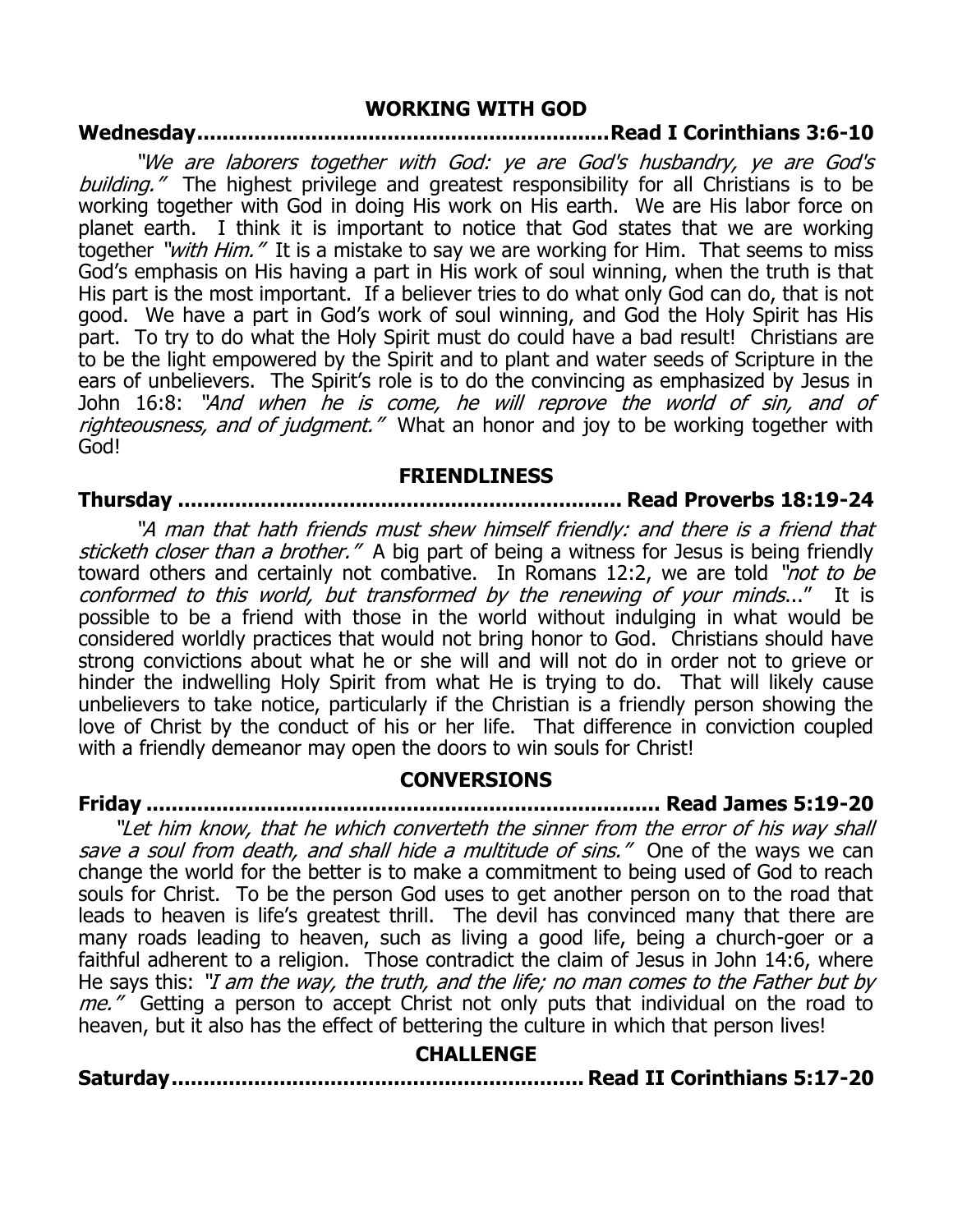## WORKING WITH GOD

**Wednesday................................................................Read I Corinthians 3:6-10**

*"We are laborers together with God: ye are God's husbandry, ye are God's building."* The highest privilege and greatest responsibility for all Christians is to be working together with God in doing His work on His earth. We are His labor force on planet earth. I think it is important to notice that God states that we are working together *"with Him."* It is a mistake to say we are working for Him. That seems to miss God's emphasis on His having a part in His work of soul winning, when the truth is that His part is the most important. If a believer tries to do what only God can do, that is not good. We have a part in God's work of soul winning, and God the Holy Spirit has His part. To try to do what the Holy Spirit must do could have a bad result! Christians are to be the light empowered by the Spirit and to plant and water seeds of Scripture in the ears of unbelievers. The Spirit's role is to do the convincing as emphasized by Jesus in John 16:8: *"And when he is come, he will reprove the world of sin, and of righteousness, and of judgment."* What an honor and joy to be working together with God!

## FRIENDLINESS

**Thursday ................................................................... Read Proverbs 18:19-24**

*"A man that hath friends must shew himself friendly: and there is a friend that sticketh closer than a brother."* A big part of being a witness for Jesus is being friendly toward others and certainly not combative. In Romans 12:2, we are told *"not to be conformed to this world, but transformed by the renewing of your minds..."* It is possible to be a friend with those in the world without indulging in what would be considered worldly practices that would not bring honor to God. Christians should have strong convictions about what he or she will and will not do in order not to grieve or hinder the indwelling Holy Spirit from what He is trying to do. That will likely cause unbelievers to take notice, particularly if the Christian is a friendly person showing the love of Christ by the conduct of his or her life. That difference in conviction coupled with a friendly demeanor may open the doors to win souls for Christ!

## CONVERSIONS

**Friday ............................................................................. Read James 5:19-20**

*"Let him know, that he which converteth the sinner from the error of his way shall save a soul from death, and shall hide a multitude of sins."* One of the ways we can change the world for the better is to make a commitment to being used of God to reach souls for Christ. To be the person God uses to get another person on to the road that leads to heaven is life's greatest thrill. The devil has convinced many that there are many roads leading to heaven, such as living a good life, being a church-goer or a faithful adherent to a religion. Those contradict the claim of Jesus in John 14:6, where He says this: *"I am the way, the truth, and the life; no man comes to the Father but by me."* Getting a person to accept Christ not only puts that individual on the road to heaven, but it also has the effect of bettering the culture in which that person lives!

## CHALLENGE

**Saturday.............................................................. Read II Corinthians 5:17-20**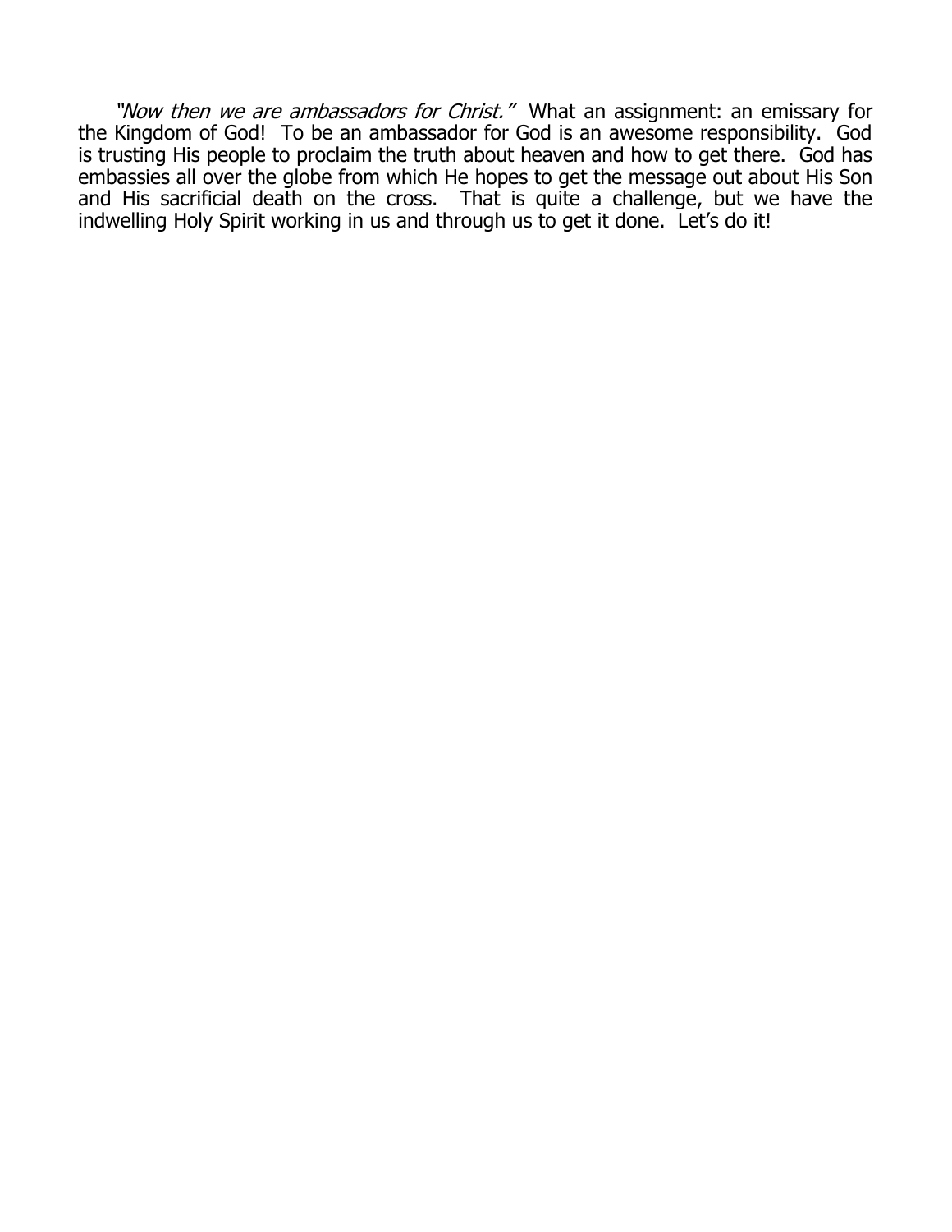*"Now then we are ambassadors for Christ."* What an assignment: an emissary for the Kingdom of God! To be an ambassador for God is an awesome responsibility. God is trusting His people to proclaim the truth about heaven and how to get there. God has embassies all over the globe from which He hopes to get the message out about His Son and His sacrificial death on the cross. That is quite a challenge, but we have the indwelling Holy Spirit working in us and through us to get it done. Let's do it!